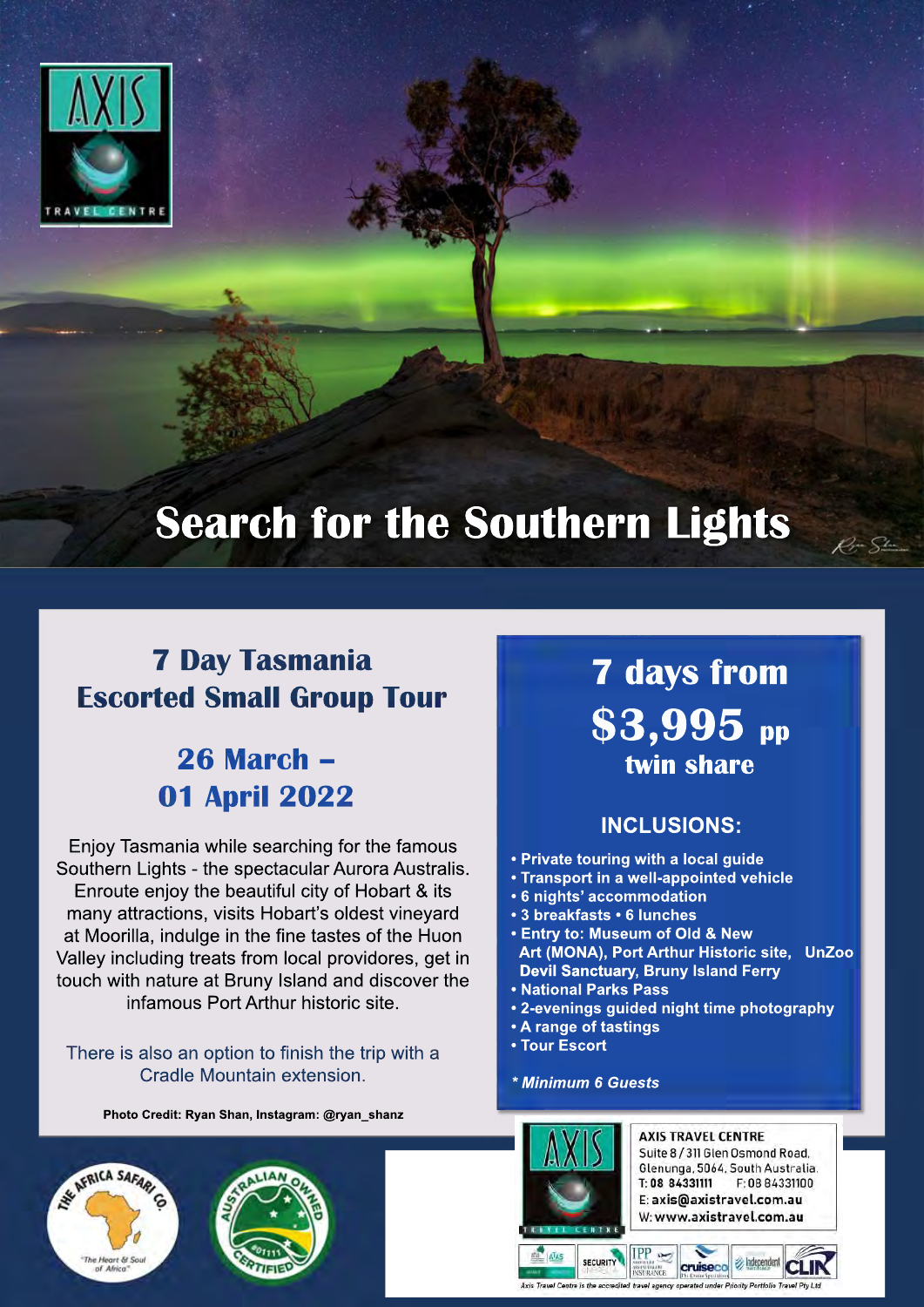# Search for the Southern Lights

## 7 Day Tasmania Escorted Small Group Tour

## 26 March – 01 April 2022

Enjoy Tasmania while searching for the famous Southern Lights - the spectacular Aurora Australis. Enroute enjoy the beautiful city of Hobart & its many attractions, visits Hobart's oldest vineyard at Moorilla, indulge in the fine tastes of the Huon Valley including treats from local providores, get in touch with nature at Bruny Island and discover the infamous Port Arthur historic site.

There is also an option to finish the trip with a Cradle Mountain extension.

**Photo Credit: Ryan Shan, Instagram: @ryan_shanz**

## 7 days from $3,995 pp twin share

### INCLUSIONS:

- **Private touring with a local guide**
- **Transport in a well-appointed vehicle**
- **6 nights' accommodation**
- **3 breakfasts • 6 lunches**
- **Entry to: Museum of Old & New Art (MONA), Port Arthur Historic site, UnZoo Devil Sanctuary, Bruny Island Ferry**
- **National Parks Pass**
- **2-evenings guided night time photography**
- **A range of tastings**
- **Tour Escort**

***Minimum 6 Guests***

**AXIS TRAVEL CENTRE**
Suite 8 / 311 Glen Osmond Road,
Glenunga, 5064, South Australia.
T: 08 84331111 F: 08 84331100
E: axis@axistravel.com.au
W: www.axistravel.com.au

*Axis Travel Centre is the accredited travel agency operated under Priority Portfolio Travel Pty Ltd*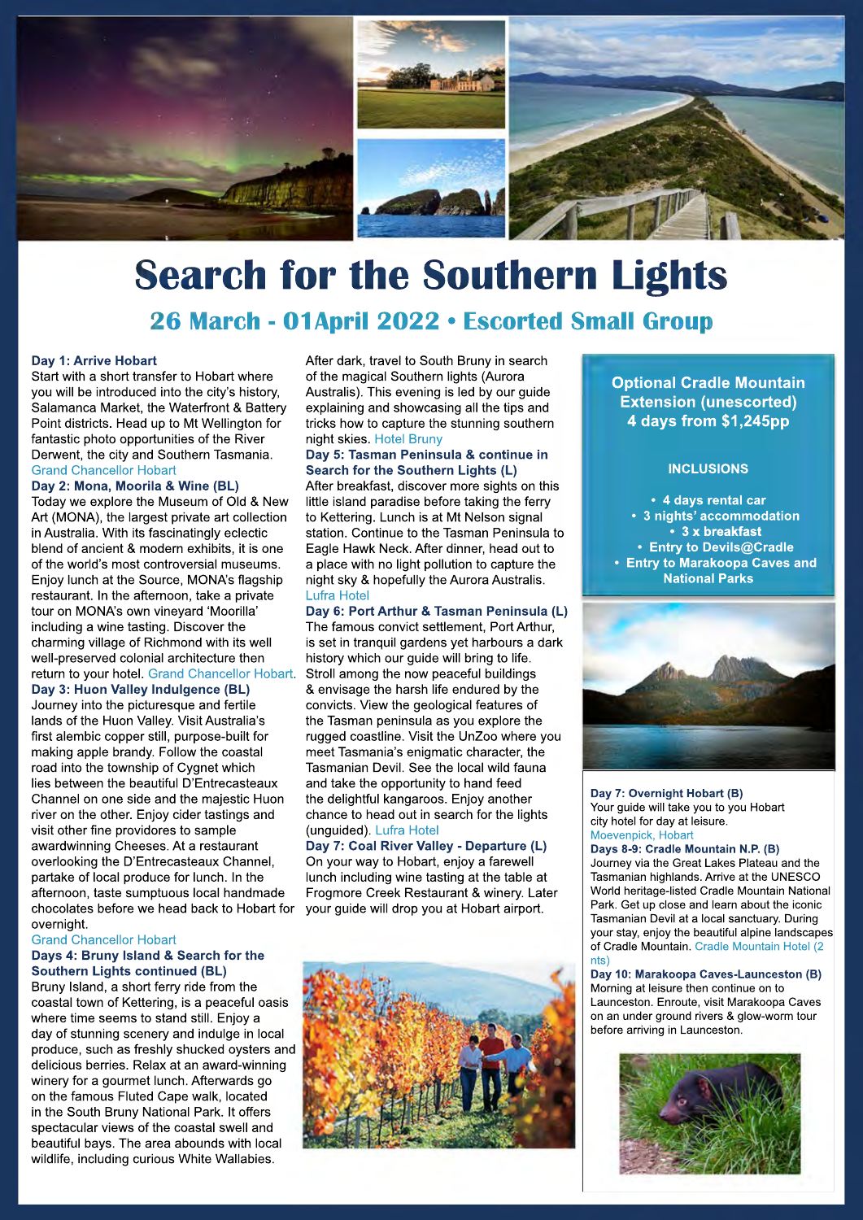# Search for the Southern Lights

## 26 March - 01April 2022 • Escorted Small Group

**Day 1: Arrive Hobart**
Start with a short transfer to Hobart where you will be introduced into the city's history, Salamanca Market, the Waterfront & Battery Point districts. Head up to Mt Wellington for fantastic photo opportunities of the River Derwent, the city and Southern Tasmania.
Grand Chancellor Hobart

**Day 2: Mona, Moorilla & Wine (BL)**
Today we explore the Museum of Old & New Art (MONA), the largest private art collection in Australia. With its fascinatingly eclectic blend of ancient & modern exhibits, it is one of the world's most controversial museums. Enjoy lunch at the Source, MONA's flagship restaurant. In the afternoon, take a private tour on MONA's own vineyard 'Moorilla' including a wine tasting. Discover the charming village of Richmond with its well well-preserved colonial architecture then return to your hotel. Grand Chancellor Hobart.

**Day 3: Huon Valley Indulgence (BL)**
Journey into the picturesque and fertile lands of the Huon Valley. Visit Australia's first alembic copper still, purpose-built for making apple brandy. Follow the coastal road into the township of Cygnet which lies between the beautiful D'Entrecasteaux Channel on one side and the majestic Huon river on the other. Enjoy cider tastings and visit other fine providores to sample awardwinning Cheeses. At a restaurant overlooking the D'Entrecasteaux Channel, partake of local produce for lunch. In the afternoon, taste sumptuous local handmade chocolates before we head back to Hobart for overnight.
Grand Chancellor Hobart

**Days 4: Bruny Island & Search for the Southern Lights continued (BL)**
Bruny Island, a short ferry ride from the coastal town of Kettering, is a peaceful oasis where time seems to stand still. Enjoy a day of stunning scenery and indulge in local produce, such as freshly shucked oysters and delicious berries. Relax at an award-winning winery for a gourmet lunch. Afterwards go on the famous Fluted Cape walk, located in the South Bruny National Park. It offers spectacular views of the coastal swell and beautiful bays. The area abounds with local wildlife, including curious White Wallabies.
After dark, travel to South Bruny in search of the magical Southern lights (Aurora Australis). This evening is led by our guide explaining and showcasing all the tips and tricks how to capture the stunning southern night skies. Hotel Bruny

**Day 5: Tasman Peninsula & continue in Search for the Southern Lights (L)**
After breakfast, discover more sights on this little island paradise before taking the ferry to Kettering. Lunch is at Mt Nelson signal station. Continue to the Tasman Peninsula to Eagle Hawk Neck. After dinner, head out to a place with no light pollution to capture the night sky & hopefully the Aurora Australis.
Lufra Hotel

**Day 6: Port Arthur & Tasman Peninsula (L)**
The famous convict settlement, Port Arthur, is set in tranquil gardens yet harbours a dark history which our guide will bring to life. Stroll among the now peaceful buildings & envisage the harsh life endured by the convicts. View the geological features of the Tasman peninsula as you explore the rugged coastline. Visit the UnZoo where you meet Tasmania's enigmatic character, the Tasmanian Devil. See the local wild fauna and take the opportunity to hand feed the delightful kangaroos. Enjoy another chance to head out in search for the lights (unguided). Lufra Hotel

**Day 7: Coal River Valley - Departure (L)**
On your way to Hobart, enjoy a farewell lunch including wine tasting at the table at Frogmore Creek Restaurant & winery. Later your guide will drop you at Hobart airport.

**Optional Cradle Mountain Extension (unescorted)**
**4 days from $1,245pp**

**INCLUSIONS**

- 4 days rental car
- 3 nights' accommodation
- 3 x breakfast
- Entry to Devils@Cradle
- Entry to Marakoopa Caves and National Parks

**Day 7: Overnight Hobart (B)**
Your guide will take you to you Hobart city hotel for day at leisure.
Moevenpick, Hobart

**Days 8-9: Cradle Mountain N.P. (B)**
Journey via the Great Lakes Plateau and the Tasmanian highlands. Arrive at the UNESCO World heritage-listed Cradle Mountain National Park. Get up close and learn about the iconic Tasmanian Devil at a local sanctuary. During your stay, enjoy the beautiful alpine landscapes of Cradle Mountain. Cradle Mountain Hotel (2 nts)

**Day 10: Marakoopa Caves-Launceston (B)**
Morning at leisure then continue on to Launceston. Enroute, visit Marakoopa Caves on an under ground rivers & glow-worm tour before arriving in Launceston.